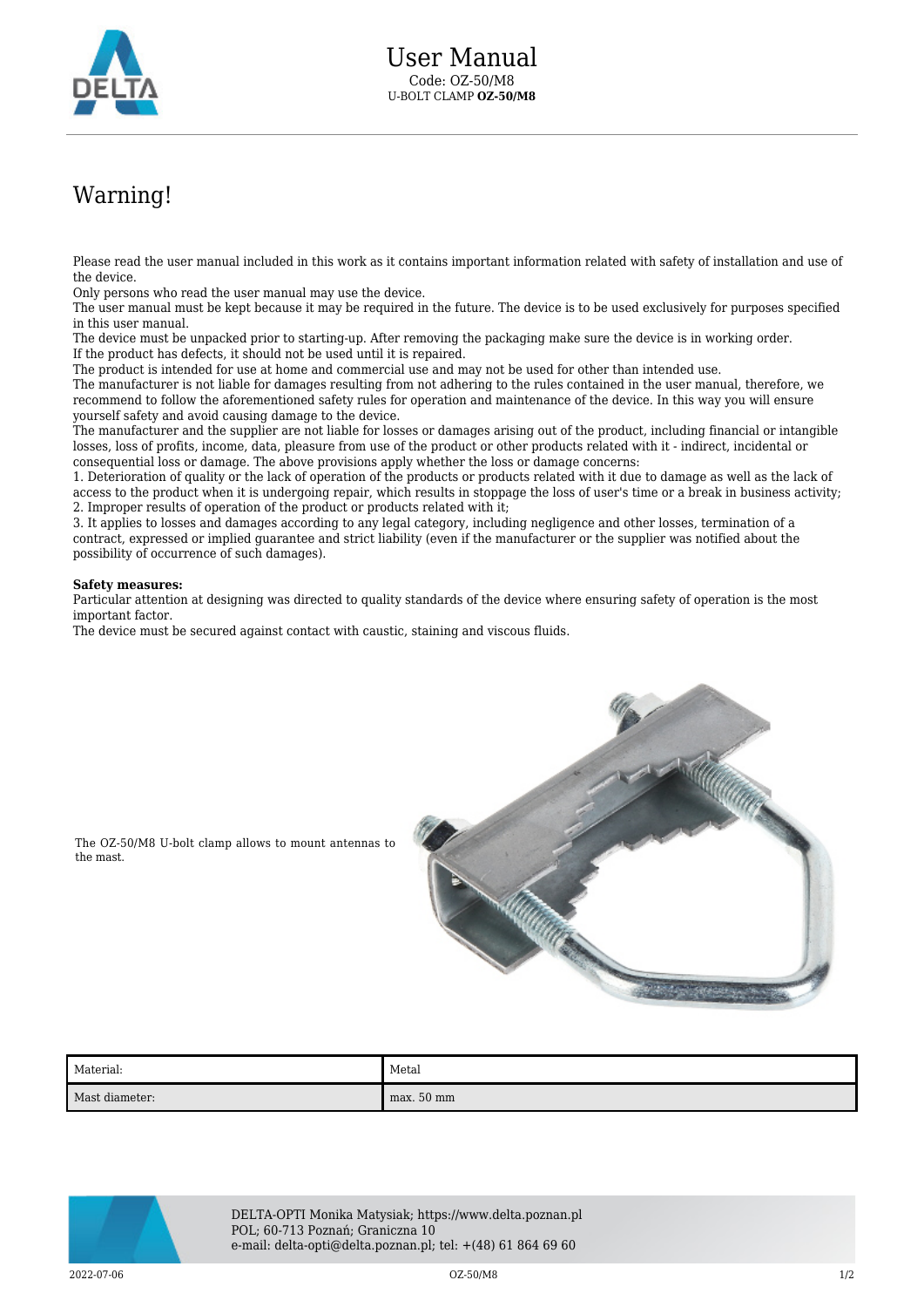# User Manual

Code: OZ-50/M8

U-BOLT CLAMP **OZ-50/M8**

## Warning!

Please read the user manual included in this work as it contains important information related with safety of installation and use of the device.
Only persons who read the user manual may use the device.
The user manual must be kept because it may be required in the future. The device is to be used exclusively for purposes specified in this user manual.
The device must be unpacked prior to starting-up. After removing the packaging make sure the device is in working order.
If the product has defects, it should not be used until it is repaired.
The product is intended for use at home and commercial use and may not be used for other than intended use.
The manufacturer is not liable for damages resulting from not adhering to the rules contained in the user manual, therefore, we recommend to follow the aforementioned safety rules for operation and maintenance of the device. In this way you will ensure yourself safety and avoid causing damage to the device.
The manufacturer and the supplier are not liable for losses or damages arising out of the product, including financial or intangible losses, loss of profits, income, data, pleasure from use of the product or other products related with it - indirect, incidental or consequential loss or damage. The above provisions apply whether the loss or damage concerns:
1. Deterioration of quality or the lack of operation of the products or products related with it due to damage as well as the lack of access to the product when it is undergoing repair, which results in stoppage the loss of user's time or a break in business activity;
2. Improper results of operation of the product or products related with it;
3. It applies to losses and damages according to any legal category, including negligence and other losses, termination of a contract, expressed or implied guarantee and strict liability (even if the manufacturer or the supplier was notified about the possibility of occurrence of such damages).

**Safety measures:**
Particular attention at designing was directed to quality standards of the device where ensuring safety of operation is the most important factor.
The device must be secured against contact with caustic, staining and viscous fluids.

The OZ-50/M8 U-bolt clamp allows to mount antennas to the mast.

| Material: | Metal |
|---|---|
| Mast diameter: | max. 50 mm |

DELTA-OPTI Monika Matysiak; https://www.delta.poznan.pl
POL; 60-713 Poznań; Graniczna 10
e-mail: delta-opti@delta.poznan.pl; tel: +(48) 61 864 69 60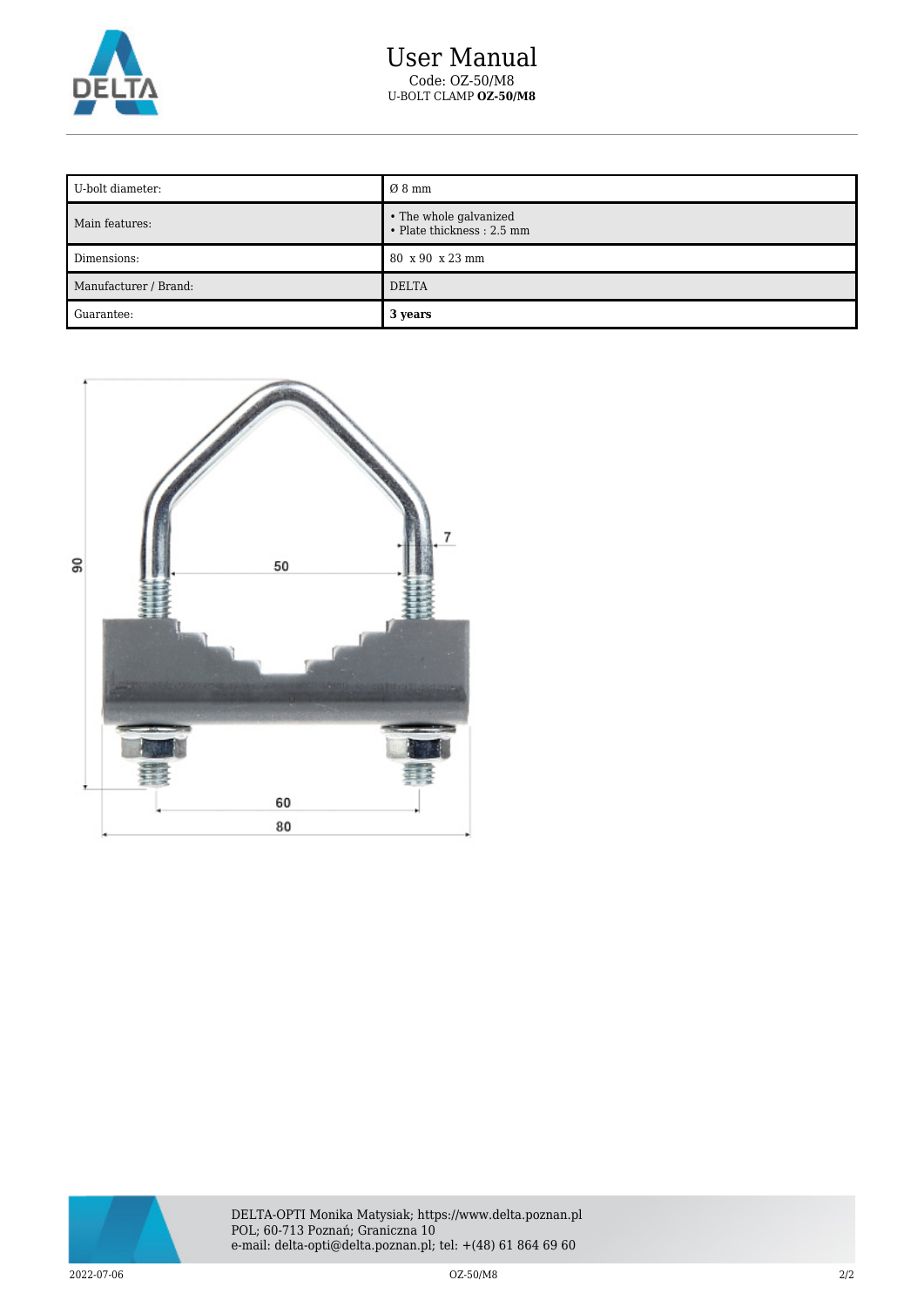# User Manual

Code: OZ-50/M8

U-BOLT CLAMP **OZ-50/M8**

| | |
|---|---|
| U-bolt diameter: | Ø 8 mm |
| Main features: | • The whole galvanized<br>• Plate thickness : 2.5 mm |
| Dimensions: | 80 x 90 x 23 mm |
| Manufacturer / Brand: | DELTA |
| Guarantee: | **3 years** |

90

50

7

60

80

DELTA-OPTI Monika Matysiak; https://www.delta.poznan.pl
POL; 60-713 Poznań; Graniczna 10
e-mail: delta-opti@delta.poznan.pl; tel: +(48) 61 864 69 60